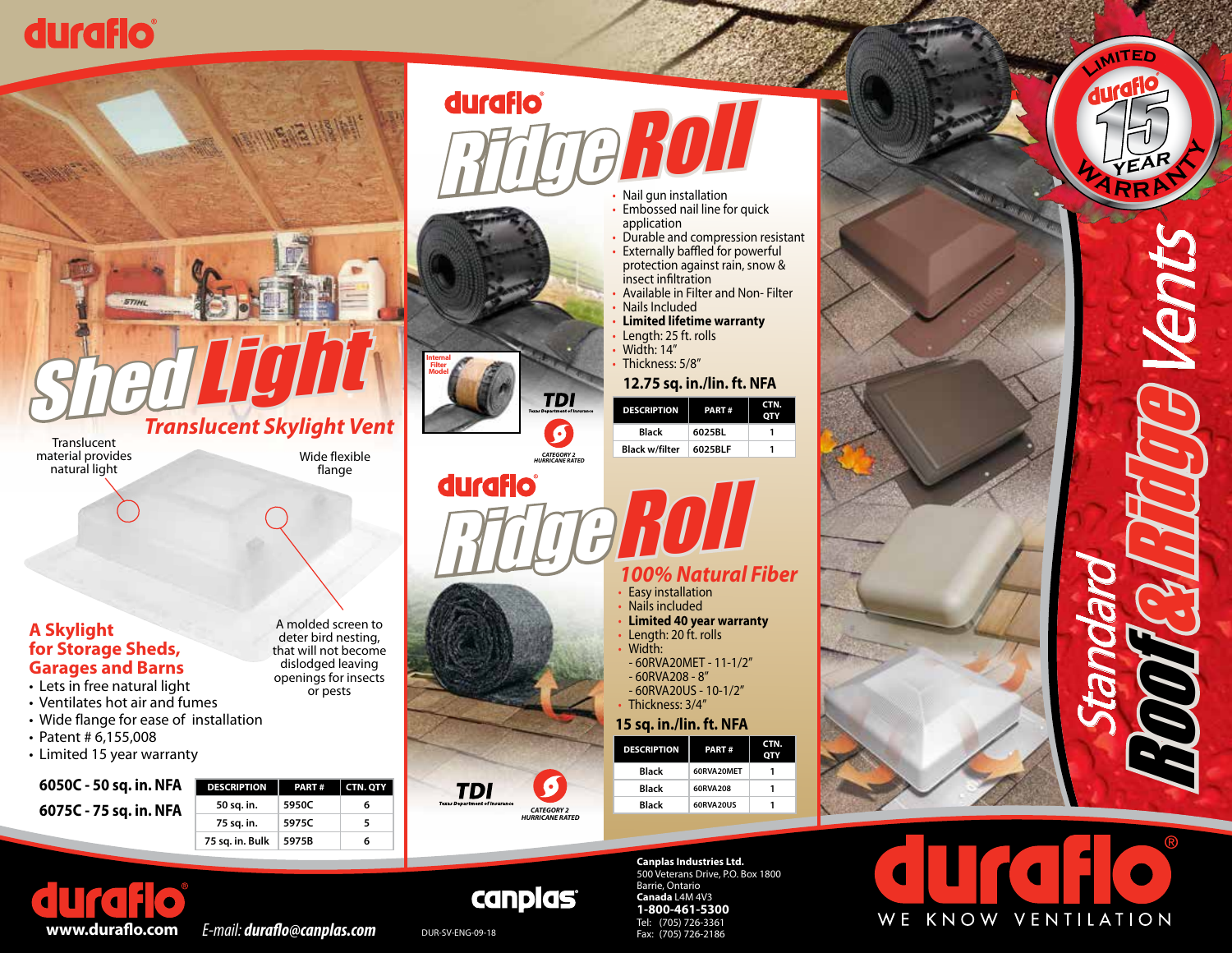# duraflo

## Shed Light

### Translucent Skylight Vent

Translucent material provides natural light

Wide flexible flange

A molded screen to deter bird nesting, that will not become dislodged leaving openings for insects or pests

### A Skylight for Storage Sheds, Garages and Barns

- Lets in free natural light
- Ventilates hot air and fumes
- Wide flange for ease of installation
- Patent # 6,155,008
- Limited 15 year warranty

**6050C - 50 sq. in. NFA**

**6075C - 75 sq. in. NFA**

| DESCRIPTION | PART # | CTN. QTY |
|---|---|---|
| 50 sq. in. | 5950C | 6 |
| 75 sq. in. | 5975C | 5 |
| 75 sq. in. Bulk | 5975B | 6 |

## duraflo RidgeRoll

- Nail gun installation
- Embossed nail line for quick application
- Durable and compression resistant
- Externally baffled for powerful protection against rain, snow & insect infiltration
- Available in Filter and Non- Filter
- Nails Included
- **Limited lifetime warranty**
- Length: 25 ft. rolls
- Width: 14″
- Thickness: 5/8″

**12.75 sq. in./lin. ft. NFA**

| DESCRIPTION | PART # | CTN. QTY |
|---|---|---|
| Black | 6025BL | 1 |
| Black w/filter | 6025BLF | 1 |

Internal Filter Model

TDI Texas Department of Insurance

CATEGORY 2 HURRICANE RATED

## duraflo RidgeRoll

### 100% Natural Fiber

- Easy installation
- Nails included
- **Limited 40 year warranty**
- Length: 20 ft. rolls
- Width:
  - 60RVA20MET - 11-1/2″
  - 60RVA208 - 8″
  - 60RVA20US - 10-1/2″
- Thickness: 3/4″

**15 sq. in./lin. ft. NFA**

| DESCRIPTION | PART # | CTN. QTY |
|---|---|---|
| Black | 60RVA20MET | 1 |
| Black | 60RVA208 | 1 |
| Black | 60RVA20US | 1 |

TDI Texas Department of Insurance

CATEGORY 2 HURRICANE RATED

## Standard Roof & Ridge Vents

LIMITED duraflo 15 YEAR WARRANTY

duraflo
www.duraflo.com

E-mail: duraflo@canplas.com

canplas

DUR-SV-ENG-09-18

**Canplas Industries Ltd.**
500 Veterans Drive, P.O. Box 1800
Barrie, Ontario
**Canada** L4M 4V3
**1-800-461-5300**
Tel: (705) 726-3361
Fax: (705) 726-2186

duraflo®
WE KNOW VENTILATION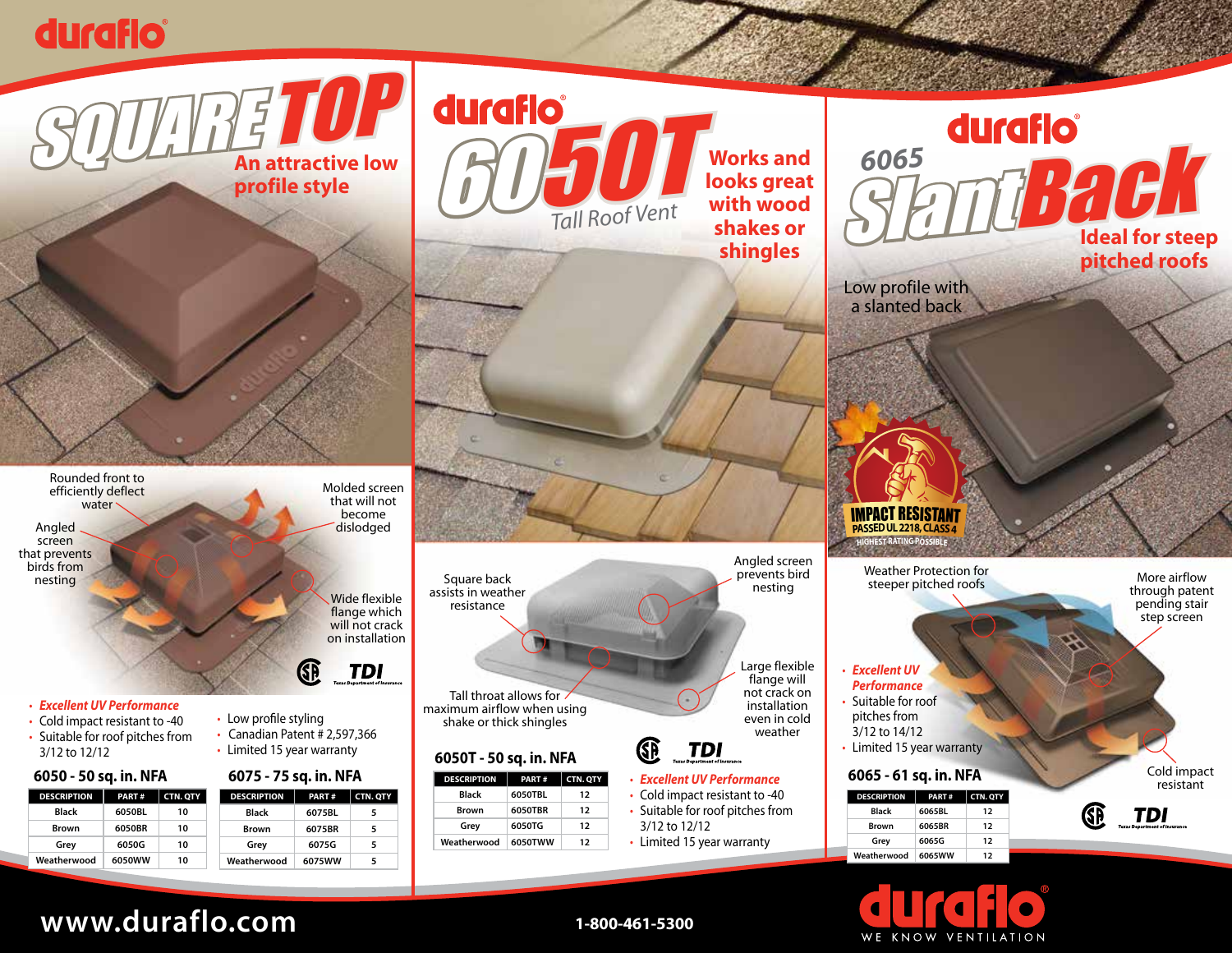duraflo

# SQUARE TOP

An attractive low profile style

Rounded front to efficiently deflect water

Angled screen that prevents birds from nesting

Molded screen that will not become dislodged

Wide flexible flange which will not crack on installation

- *Excellent UV Performance*
- Cold impact resistant to -40
- Suitable for roof pitches from 3/12 to 12/12
- Low profile styling
- Canadian Patent # 2,597,366
- Limited 15 year warranty

### 6050 - 50 sq. in. NFA

| DESCRIPTION | PART # | CTN. QTY |
|---|---|---|
| Black | 6050BL | 10 |
| Brown | 6050BR | 10 |
| Grey | 6050G | 10 |
| Weatherwood | 6050WW | 10 |

### 6075 - 75 sq. in. NFA

| DESCRIPTION | PART # | CTN. QTY |
|---|---|---|
| Black | 6075BL | 5 |
| Brown | 6075BR | 5 |
| Grey | 6075G | 5 |
| Weatherwood | 6075WW | 5 |

duraflo

# 6050T Tall Roof Vent

Works and looks great with wood shakes or shingles

Square back assists in weather resistance

Angled screen prevents bird nesting

Tall throat allows for maximum airflow when using shake or thick shingles

Large flexible flange will not crack on installation even in cold weather

### 6050T - 50 sq. in. NFA

| DESCRIPTION | PART # | CTN. QTY |
|---|---|---|
| Black | 6050TBL | 12 |
| Brown | 6050TBR | 12 |
| Grey | 6050TG | 12 |
| Weatherwood | 6050TWW | 12 |

- *Excellent UV Performance*
- Cold impact resistant to -40
- Suitable for roof pitches from 3/12 to 12/12
- Limited 15 year warranty

duraflo

# 6065 SlantBack

Ideal for steep pitched roofs

Low profile with a slanted back

IMPACT RESISTANT PASSED UL 2218, CLASS 4 HIGHEST RATING POSSIBLE

Weather Protection for steeper pitched roofs

More airflow through patent pending stair step screen

Cold impact resistant

- *Excellent UV Performance*
- Suitable for roof pitches from 3/12 to 14/12
- Limited 15 year warranty

### 6065 - 61 sq. in. NFA

| DESCRIPTION | PART # | CTN. QTY |
|---|---|---|
| Black | 6065BL | 12 |
| Brown | 6065BR | 12 |
| Grey | 6065G | 12 |
| Weatherwood | 6065WW | 12 |

www.duraflo.com

1-800-461-5300

duraflo WE KNOW VENTILATION